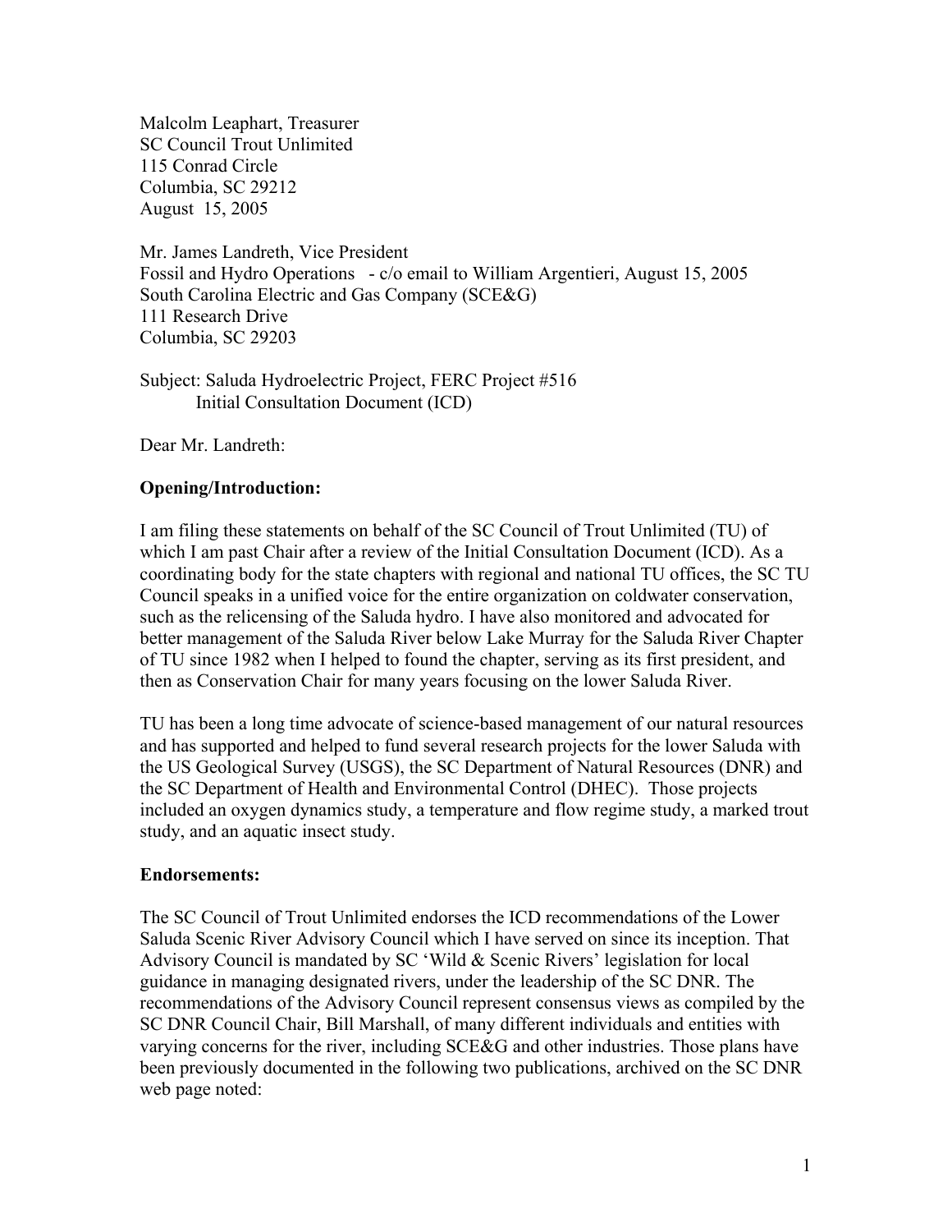Malcolm Leaphart, Treasurer
SC Council Trout Unlimited
115 Conrad Circle
Columbia, SC 29212
August 15, 2005

Mr. James Landreth, Vice President
Fossil and Hydro Operations - c/o email to William Argentieri, August 15, 2005
South Carolina Electric and Gas Company (SCE&G)
111 Research Drive
Columbia, SC 29203

Subject: Saluda Hydroelectric Project, FERC Project #516
Initial Consultation Document (ICD)

Dear Mr. Landreth:

**Opening/Introduction:**

I am filing these statements on behalf of the SC Council of Trout Unlimited (TU) of which I am past Chair after a review of the Initial Consultation Document (ICD). As a coordinating body for the state chapters with regional and national TU offices, the SC TU Council speaks in a unified voice for the entire organization on coldwater conservation, such as the relicensing of the Saluda hydro. I have also monitored and advocated for better management of the Saluda River below Lake Murray for the Saluda River Chapter of TU since 1982 when I helped to found the chapter, serving as its first president, and then as Conservation Chair for many years focusing on the lower Saluda River.

TU has been a long time advocate of science-based management of our natural resources and has supported and helped to fund several research projects for the lower Saluda with the US Geological Survey (USGS), the SC Department of Natural Resources (DNR) and the SC Department of Health and Environmental Control (DHEC). Those projects included an oxygen dynamics study, a temperature and flow regime study, a marked trout study, and an aquatic insect study.

**Endorsements:**

The SC Council of Trout Unlimited endorses the ICD recommendations of the Lower Saluda Scenic River Advisory Council which I have served on since its inception. That Advisory Council is mandated by SC 'Wild & Scenic Rivers' legislation for local guidance in managing designated rivers, under the leadership of the SC DNR. The recommendations of the Advisory Council represent consensus views as compiled by the SC DNR Council Chair, Bill Marshall, of many different individuals and entities with varying concerns for the river, including SCE&G and other industries. Those plans have been previously documented in the following two publications, archived on the SC DNR web page noted: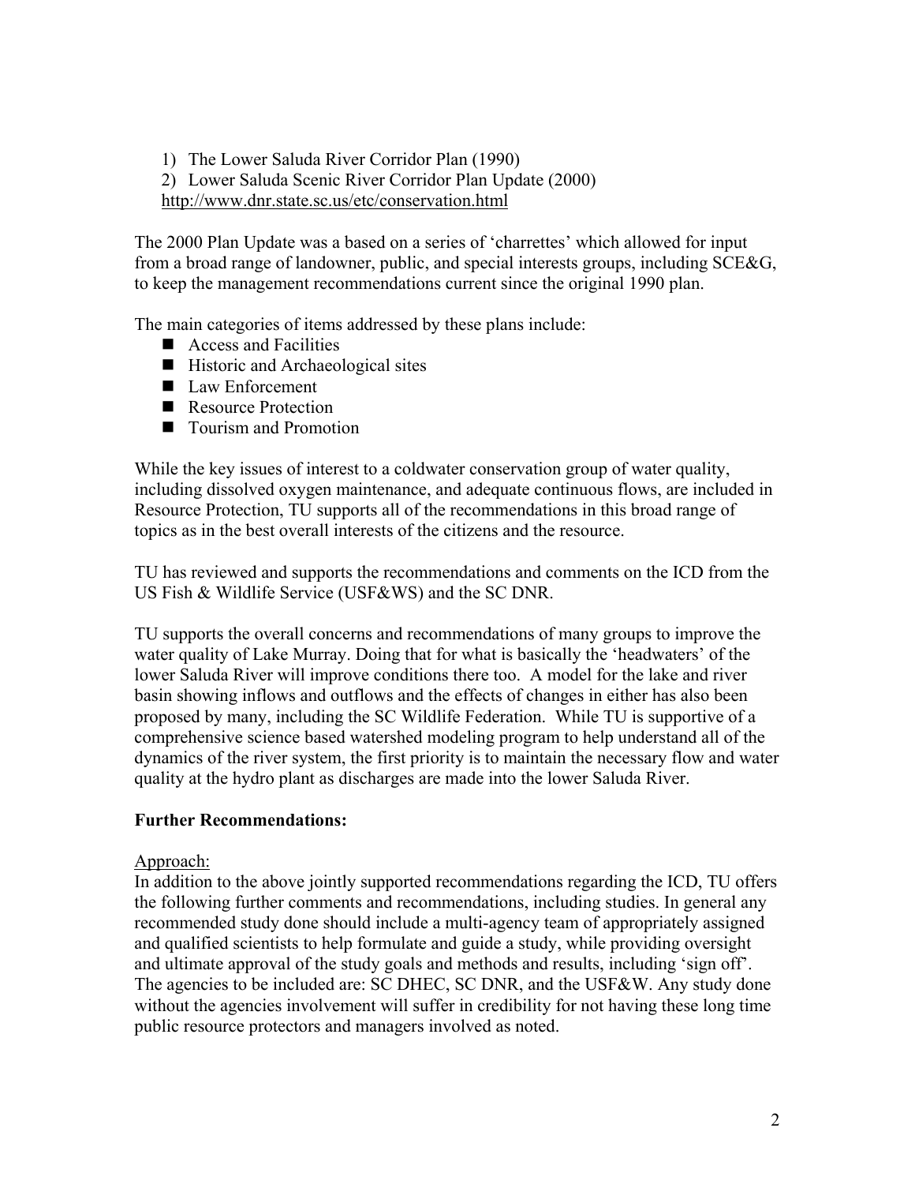1) The Lower Saluda River Corridor Plan (1990)
2) Lower Saluda Scenic River Corridor Plan Update (2000)

http://www.dnr.state.sc.us/etc/conservation.html

The 2000 Plan Update was a based on a series of 'charrettes' which allowed for input from a broad range of landowner, public, and special interests groups, including SCE&G, to keep the management recommendations current since the original 1990 plan.

The main categories of items addressed by these plans include:

- Access and Facilities
- Historic and Archaeological sites
- Law Enforcement
- Resource Protection
- Tourism and Promotion

While the key issues of interest to a coldwater conservation group of water quality, including dissolved oxygen maintenance, and adequate continuous flows, are included in Resource Protection, TU supports all of the recommendations in this broad range of topics as in the best overall interests of the citizens and the resource.

TU has reviewed and supports the recommendations and comments on the ICD from the US Fish & Wildlife Service (USF&WS) and the SC DNR.

TU supports the overall concerns and recommendations of many groups to improve the water quality of Lake Murray. Doing that for what is basically the 'headwaters' of the lower Saluda River will improve conditions there too. A model for the lake and river basin showing inflows and outflows and the effects of changes in either has also been proposed by many, including the SC Wildlife Federation. While TU is supportive of a comprehensive science based watershed modeling program to help understand all of the dynamics of the river system, the first priority is to maintain the necessary flow and water quality at the hydro plant as discharges are made into the lower Saluda River.

**Further Recommendations:**

Approach:

In addition to the above jointly supported recommendations regarding the ICD, TU offers the following further comments and recommendations, including studies. In general any recommended study done should include a multi-agency team of appropriately assigned and qualified scientists to help formulate and guide a study, while providing oversight and ultimate approval of the study goals and methods and results, including 'sign off'. The agencies to be included are: SC DHEC, SC DNR, and the USF&W. Any study done without the agencies involvement will suffer in credibility for not having these long time public resource protectors and managers involved as noted.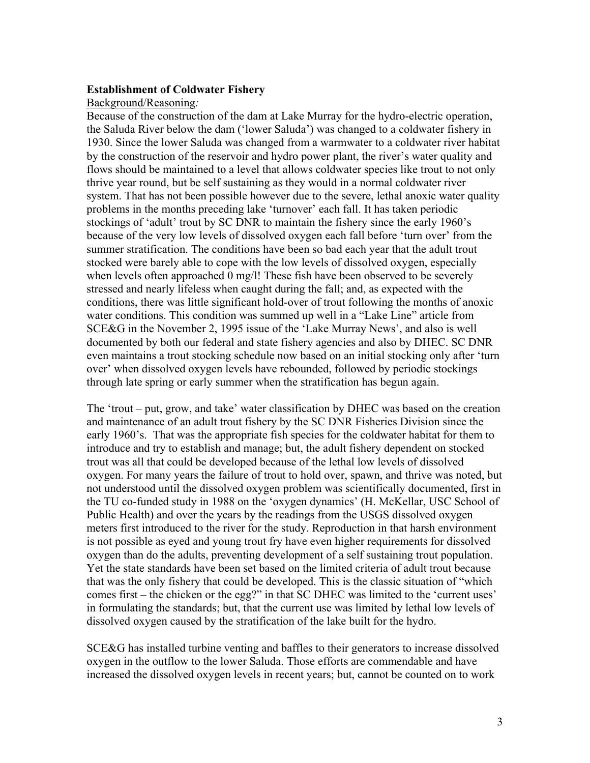**Establishment of Coldwater Fishery**

Background/Reasoning*:*

Because of the construction of the dam at Lake Murray for the hydro-electric operation, the Saluda River below the dam ('lower Saluda') was changed to a coldwater fishery in 1930. Since the lower Saluda was changed from a warmwater to a coldwater river habitat by the construction of the reservoir and hydro power plant, the river's water quality and flows should be maintained to a level that allows coldwater species like trout to not only thrive year round, but be self sustaining as they would in a normal coldwater river system. That has not been possible however due to the severe, lethal anoxic water quality problems in the months preceding lake 'turnover' each fall. It has taken periodic stockings of 'adult' trout by SC DNR to maintain the fishery since the early 1960's because of the very low levels of dissolved oxygen each fall before 'turn over' from the summer stratification. The conditions have been so bad each year that the adult trout stocked were barely able to cope with the low levels of dissolved oxygen, especially when levels often approached 0 mg/l! These fish have been observed to be severely stressed and nearly lifeless when caught during the fall; and, as expected with the conditions, there was little significant hold-over of trout following the months of anoxic water conditions. This condition was summed up well in a "Lake Line" article from SCE&G in the November 2, 1995 issue of the 'Lake Murray News', and also is well documented by both our federal and state fishery agencies and also by DHEC. SC DNR even maintains a trout stocking schedule now based on an initial stocking only after 'turn over' when dissolved oxygen levels have rebounded, followed by periodic stockings through late spring or early summer when the stratification has begun again.

The 'trout – put, grow, and take' water classification by DHEC was based on the creation and maintenance of an adult trout fishery by the SC DNR Fisheries Division since the early 1960's. That was the appropriate fish species for the coldwater habitat for them to introduce and try to establish and manage; but, the adult fishery dependent on stocked trout was all that could be developed because of the lethal low levels of dissolved oxygen. For many years the failure of trout to hold over, spawn, and thrive was noted, but not understood until the dissolved oxygen problem was scientifically documented, first in the TU co-funded study in 1988 on the 'oxygen dynamics' (H. McKellar, USC School of Public Health) and over the years by the readings from the USGS dissolved oxygen meters first introduced to the river for the study. Reproduction in that harsh environment is not possible as eyed and young trout fry have even higher requirements for dissolved oxygen than do the adults, preventing development of a self sustaining trout population. Yet the state standards have been set based on the limited criteria of adult trout because that was the only fishery that could be developed. This is the classic situation of "which comes first – the chicken or the egg?" in that SC DHEC was limited to the 'current uses' in formulating the standards; but, that the current use was limited by lethal low levels of dissolved oxygen caused by the stratification of the lake built for the hydro.

SCE&G has installed turbine venting and baffles to their generators to increase dissolved oxygen in the outflow to the lower Saluda. Those efforts are commendable and have increased the dissolved oxygen levels in recent years; but, cannot be counted on to work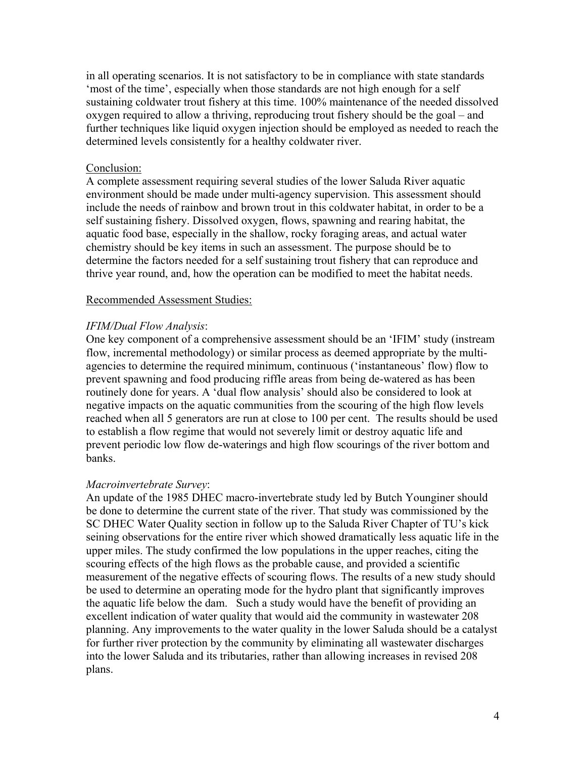in all operating scenarios. It is not satisfactory to be in compliance with state standards 'most of the time', especially when those standards are not high enough for a self sustaining coldwater trout fishery at this time. 100% maintenance of the needed dissolved oxygen required to allow a thriving, reproducing trout fishery should be the goal – and further techniques like liquid oxygen injection should be employed as needed to reach the determined levels consistently for a healthy coldwater river.

Conclusion:

A complete assessment requiring several studies of the lower Saluda River aquatic environment should be made under multi-agency supervision. This assessment should include the needs of rainbow and brown trout in this coldwater habitat, in order to be a self sustaining fishery. Dissolved oxygen, flows, spawning and rearing habitat, the aquatic food base, especially in the shallow, rocky foraging areas, and actual water chemistry should be key items in such an assessment. The purpose should be to determine the factors needed for a self sustaining trout fishery that can reproduce and thrive year round, and, how the operation can be modified to meet the habitat needs.

Recommended Assessment Studies:

*IFIM/Dual Flow Analysis*:

One key component of a comprehensive assessment should be an 'IFIM' study (instream flow, incremental methodology) or similar process as deemed appropriate by the multi-agencies to determine the required minimum, continuous ('instantaneous' flow) flow to prevent spawning and food producing riffle areas from being de-watered as has been routinely done for years. A 'dual flow analysis' should also be considered to look at negative impacts on the aquatic communities from the scouring of the high flow levels reached when all 5 generators are run at close to 100 per cent. The results should be used to establish a flow regime that would not severely limit or destroy aquatic life and prevent periodic low flow de-waterings and high flow scourings of the river bottom and banks.

*Macroinvertebrate Survey*:

An update of the 1985 DHEC macro-invertebrate study led by Butch Younginer should be done to determine the current state of the river. That study was commissioned by the SC DHEC Water Quality section in follow up to the Saluda River Chapter of TU's kick seining observations for the entire river which showed dramatically less aquatic life in the upper miles. The study confirmed the low populations in the upper reaches, citing the scouring effects of the high flows as the probable cause, and provided a scientific measurement of the negative effects of scouring flows. The results of a new study should be used to determine an operating mode for the hydro plant that significantly improves the aquatic life below the dam. Such a study would have the benefit of providing an excellent indication of water quality that would aid the community in wastewater 208 planning. Any improvements to the water quality in the lower Saluda should be a catalyst for further river protection by the community by eliminating all wastewater discharges into the lower Saluda and its tributaries, rather than allowing increases in revised 208 plans.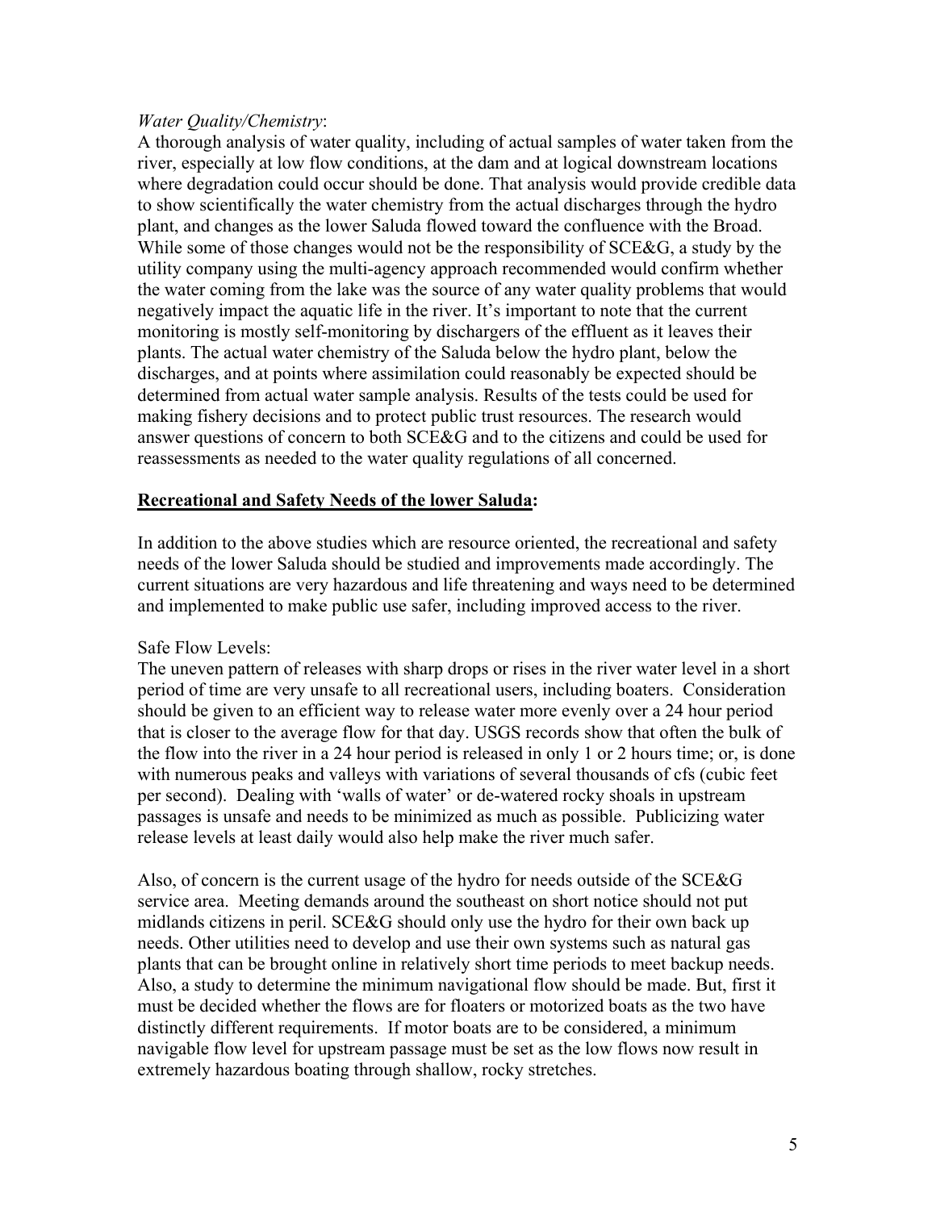*Water Quality/Chemistry*:
A thorough analysis of water quality, including of actual samples of water taken from the river, especially at low flow conditions, at the dam and at logical downstream locations where degradation could occur should be done. That analysis would provide credible data to show scientifically the water chemistry from the actual discharges through the hydro plant, and changes as the lower Saluda flowed toward the confluence with the Broad. While some of those changes would not be the responsibility of SCE&G, a study by the utility company using the multi-agency approach recommended would confirm whether the water coming from the lake was the source of any water quality problems that would negatively impact the aquatic life in the river. It's important to note that the current monitoring is mostly self-monitoring by dischargers of the effluent as it leaves their plants. The actual water chemistry of the Saluda below the hydro plant, below the discharges, and at points where assimilation could reasonably be expected should be determined from actual water sample analysis. Results of the tests could be used for making fishery decisions and to protect public trust resources. The research would answer questions of concern to both SCE&G and to the citizens and could be used for reassessments as needed to the water quality regulations of all concerned.

**<u>Recreational and Safety Needs of the lower Saluda</u>:**

In addition to the above studies which are resource oriented, the recreational and safety needs of the lower Saluda should be studied and improvements made accordingly. The current situations are very hazardous and life threatening and ways need to be determined and implemented to make public use safer, including improved access to the river.

Safe Flow Levels:
The uneven pattern of releases with sharp drops or rises in the river water level in a short period of time are very unsafe to all recreational users, including boaters. Consideration should be given to an efficient way to release water more evenly over a 24 hour period that is closer to the average flow for that day. USGS records show that often the bulk of the flow into the river in a 24 hour period is released in only 1 or 2 hours time; or, is done with numerous peaks and valleys with variations of several thousands of cfs (cubic feet per second). Dealing with 'walls of water' or de-watered rocky shoals in upstream passages is unsafe and needs to be minimized as much as possible. Publicizing water release levels at least daily would also help make the river much safer.

Also, of concern is the current usage of the hydro for needs outside of the SCE&G service area. Meeting demands around the southeast on short notice should not put midlands citizens in peril. SCE&G should only use the hydro for their own back up needs. Other utilities need to develop and use their own systems such as natural gas plants that can be brought online in relatively short time periods to meet backup needs. Also, a study to determine the minimum navigational flow should be made. But, first it must be decided whether the flows are for floaters or motorized boats as the two have distinctly different requirements. If motor boats are to be considered, a minimum navigable flow level for upstream passage must be set as the low flows now result in extremely hazardous boating through shallow, rocky stretches.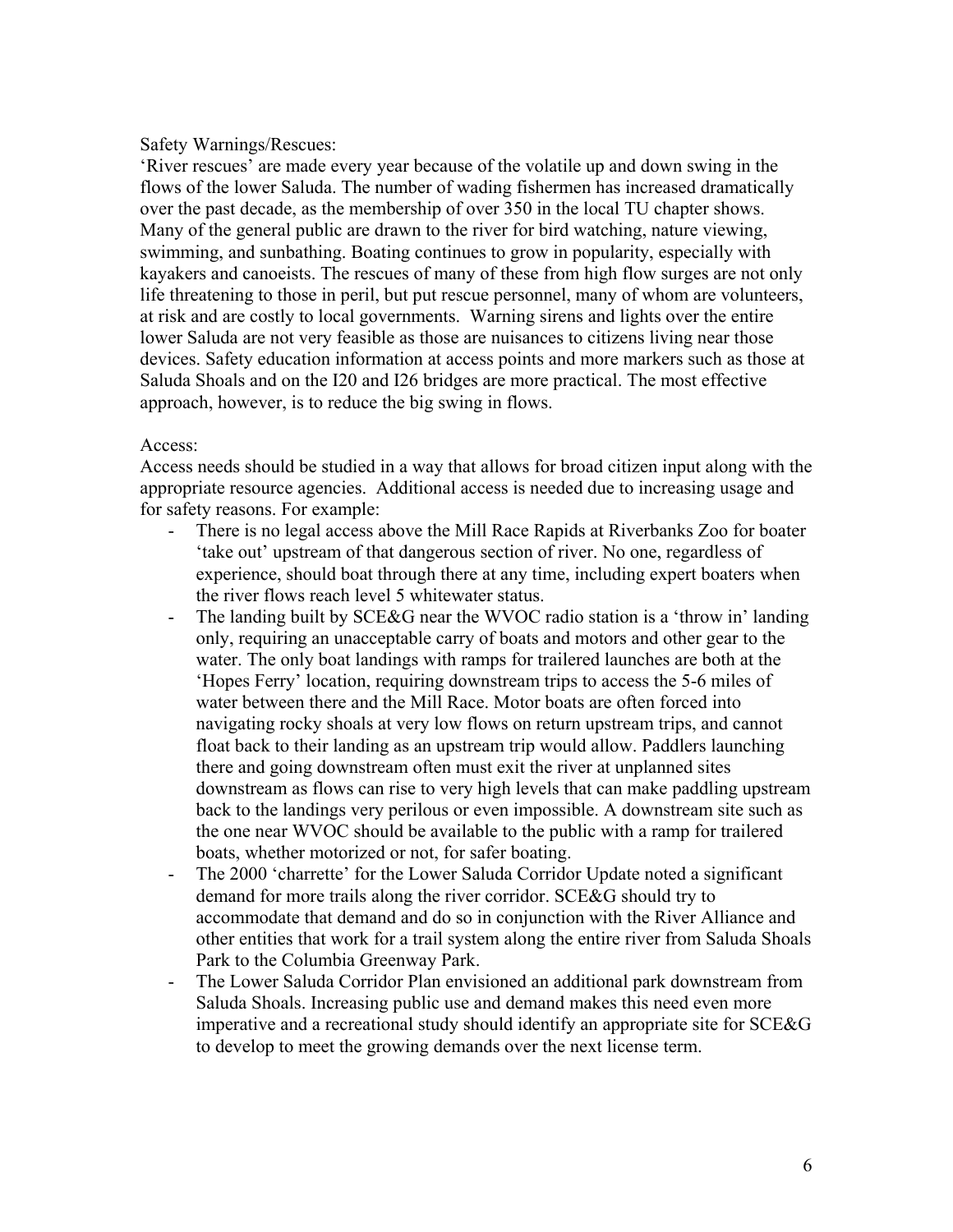Safety Warnings/Rescues:

'River rescues' are made every year because of the volatile up and down swing in the flows of the lower Saluda. The number of wading fishermen has increased dramatically over the past decade, as the membership of over 350 in the local TU chapter shows. Many of the general public are drawn to the river for bird watching, nature viewing, swimming, and sunbathing. Boating continues to grow in popularity, especially with kayakers and canoeists. The rescues of many of these from high flow surges are not only life threatening to those in peril, but put rescue personnel, many of whom are volunteers, at risk and are costly to local governments. Warning sirens and lights over the entire lower Saluda are not very feasible as those are nuisances to citizens living near those devices. Safety education information at access points and more markers such as those at Saluda Shoals and on the I20 and I26 bridges are more practical. The most effective approach, however, is to reduce the big swing in flows.

Access:

Access needs should be studied in a way that allows for broad citizen input along with the appropriate resource agencies. Additional access is needed due to increasing usage and for safety reasons. For example:

- There is no legal access above the Mill Race Rapids at Riverbanks Zoo for boater 'take out' upstream of that dangerous section of river. No one, regardless of experience, should boat through there at any time, including expert boaters when the river flows reach level 5 whitewater status.
- The landing built by SCE&G near the WVOC radio station is a 'throw in' landing only, requiring an unacceptable carry of boats and motors and other gear to the water. The only boat landings with ramps for trailered launches are both at the 'Hopes Ferry' location, requiring downstream trips to access the 5-6 miles of water between there and the Mill Race. Motor boats are often forced into navigating rocky shoals at very low flows on return upstream trips, and cannot float back to their landing as an upstream trip would allow. Paddlers launching there and going downstream often must exit the river at unplanned sites downstream as flows can rise to very high levels that can make paddling upstream back to the landings very perilous or even impossible. A downstream site such as the one near WVOC should be available to the public with a ramp for trailered boats, whether motorized or not, for safer boating.
- The 2000 'charrette' for the Lower Saluda Corridor Update noted a significant demand for more trails along the river corridor. SCE&G should try to accommodate that demand and do so in conjunction with the River Alliance and other entities that work for a trail system along the entire river from Saluda Shoals Park to the Columbia Greenway Park.
- The Lower Saluda Corridor Plan envisioned an additional park downstream from Saluda Shoals. Increasing public use and demand makes this need even more imperative and a recreational study should identify an appropriate site for SCE&G to develop to meet the growing demands over the next license term.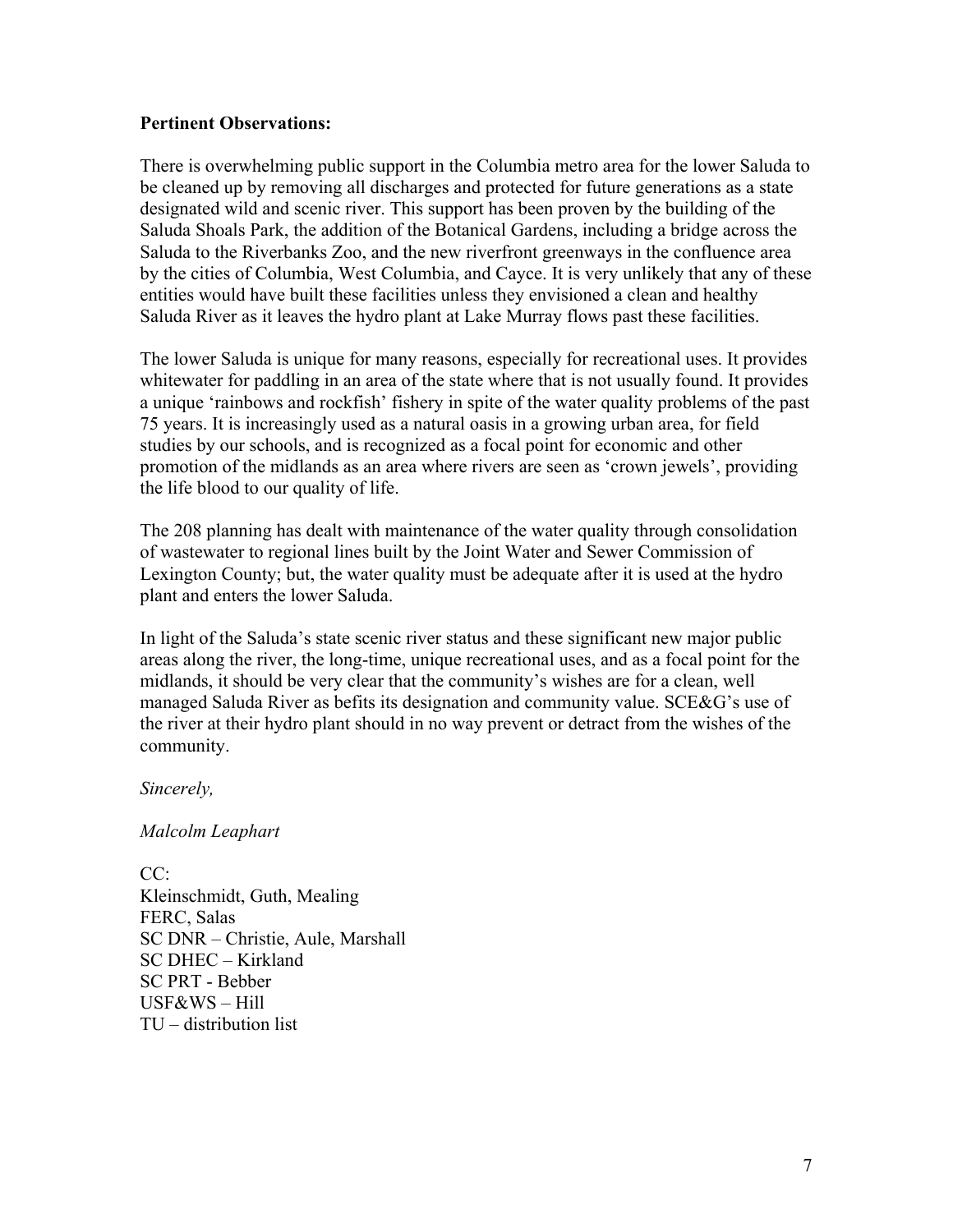**Pertinent Observations:**

There is overwhelming public support in the Columbia metro area for the lower Saluda to be cleaned up by removing all discharges and protected for future generations as a state designated wild and scenic river. This support has been proven by the building of the Saluda Shoals Park, the addition of the Botanical Gardens, including a bridge across the Saluda to the Riverbanks Zoo, and the new riverfront greenways in the confluence area by the cities of Columbia, West Columbia, and Cayce. It is very unlikely that any of these entities would have built these facilities unless they envisioned a clean and healthy Saluda River as it leaves the hydro plant at Lake Murray flows past these facilities.

The lower Saluda is unique for many reasons, especially for recreational uses. It provides whitewater for paddling in an area of the state where that is not usually found. It provides a unique 'rainbows and rockfish' fishery in spite of the water quality problems of the past 75 years. It is increasingly used as a natural oasis in a growing urban area, for field studies by our schools, and is recognized as a focal point for economic and other promotion of the midlands as an area where rivers are seen as 'crown jewels', providing the life blood to our quality of life.

The 208 planning has dealt with maintenance of the water quality through consolidation of wastewater to regional lines built by the Joint Water and Sewer Commission of Lexington County; but, the water quality must be adequate after it is used at the hydro plant and enters the lower Saluda.

In light of the Saluda's state scenic river status and these significant new major public areas along the river, the long-time, unique recreational uses, and as a focal point for the midlands, it should be very clear that the community's wishes are for a clean, well managed Saluda River as befits its designation and community value. SCE&G's use of the river at their hydro plant should in no way prevent or detract from the wishes of the community.

*Sincerely,*

*Malcolm Leaphart*

CC:
Kleinschmidt, Guth, Mealing
FERC, Salas
SC DNR – Christie, Aule, Marshall
SC DHEC – Kirkland
SC PRT - Bebber
USF&WS – Hill
TU – distribution list